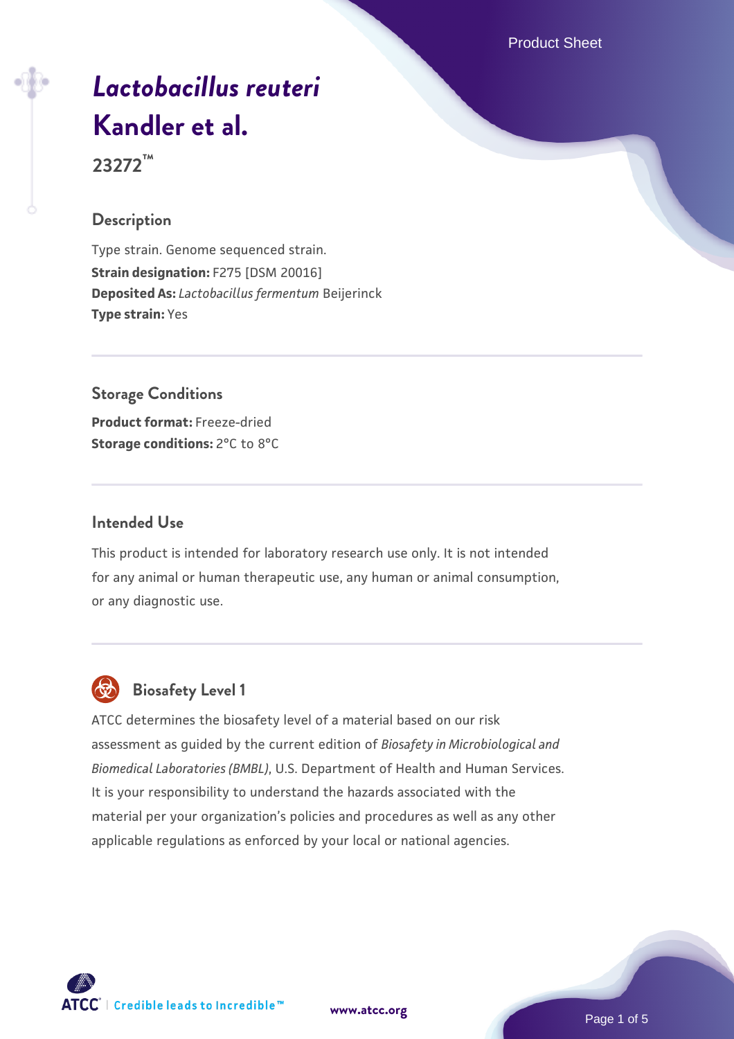# *Lactobacillus reuteri* Kandler et al.

**23272™**

## Description

Type strain. Genome sequenced strain.
**Strain designation:** F275 [DSM 20016]
**Deposited As:** *Lactobacillus fermentum* Beijerinck
**Type strain:** Yes

## Storage Conditions

**Product format:** Freeze-dried
**Storage conditions:** 2°C to 8°C

## Intended Use

This product is intended for laboratory research use only. It is not intended for any animal or human therapeutic use, any human or animal consumption, or any diagnostic use.

## Biosafety Level 1

ATCC determines the biosafety level of a material based on our risk assessment as guided by the current edition of *Biosafety in Microbiological and Biomedical Laboratories (BMBL)*, U.S. Department of Health and Human Services. It is your responsibility to understand the hazards associated with the material per your organization's policies and procedures as well as any other applicable regulations as enforced by your local or national agencies.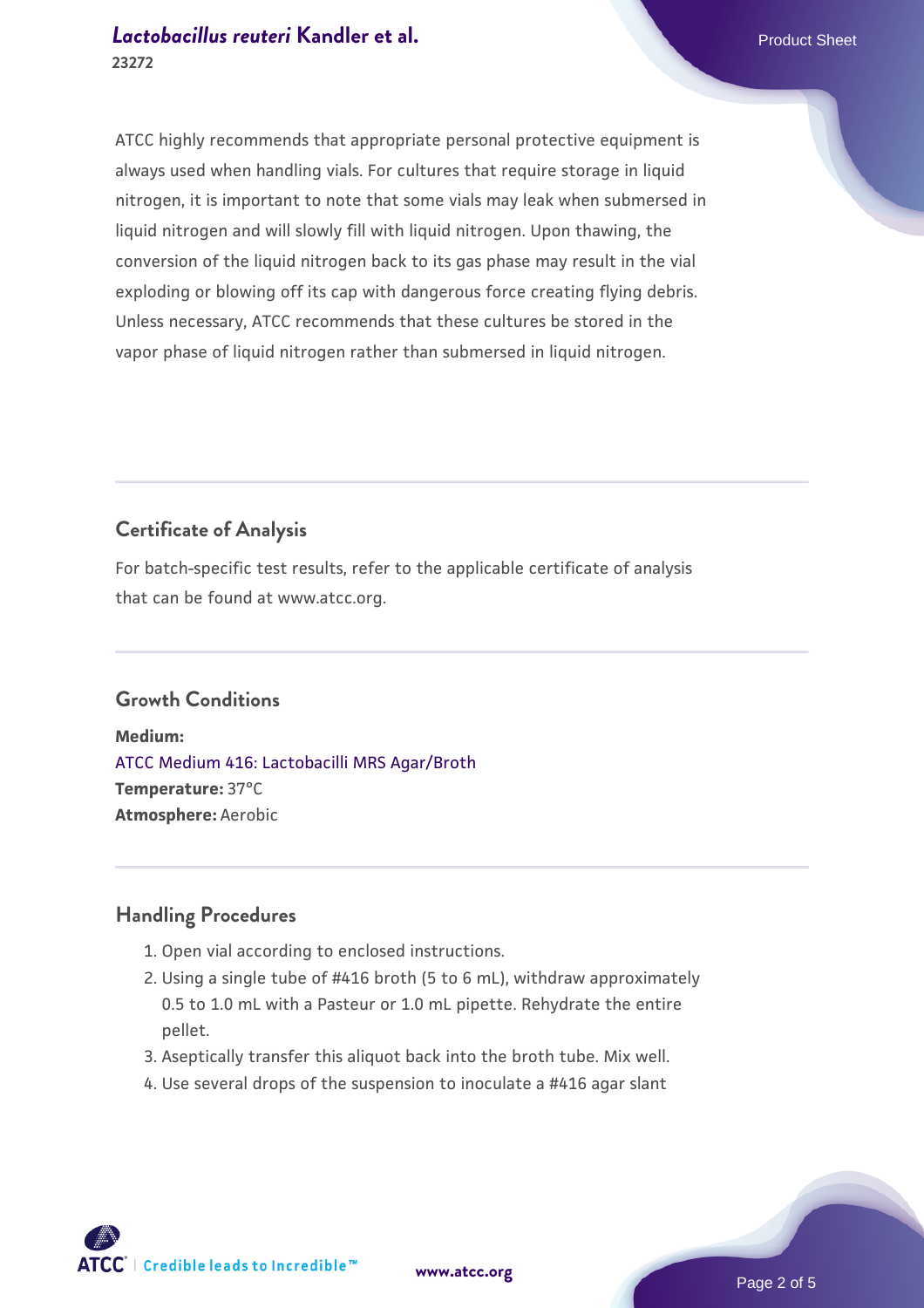ATCC highly recommends that appropriate personal protective equipment is always used when handling vials. For cultures that require storage in liquid nitrogen, it is important to note that some vials may leak when submersed in liquid nitrogen and will slowly fill with liquid nitrogen. Upon thawing, the conversion of the liquid nitrogen back to its gas phase may result in the vial exploding or blowing off its cap with dangerous force creating flying debris. Unless necessary, ATCC recommends that these cultures be stored in the vapor phase of liquid nitrogen rather than submersed in liquid nitrogen.

## Certificate of Analysis

For batch-specific test results, refer to the applicable certificate of analysis that can be found at www.atcc.org.

## Growth Conditions

**Medium:**
ATCC Medium 416: Lactobacilli MRS Agar/Broth
**Temperature:** 37°C
**Atmosphere:** Aerobic

## Handling Procedures

1. Open vial according to enclosed instructions.
2. Using a single tube of #416 broth (5 to 6 mL), withdraw approximately 0.5 to 1.0 mL with a Pasteur or 1.0 mL pipette. Rehydrate the entire pellet.
3. Aseptically transfer this aliquot back into the broth tube. Mix well.
4. Use several drops of the suspension to inoculate a #416 agar slant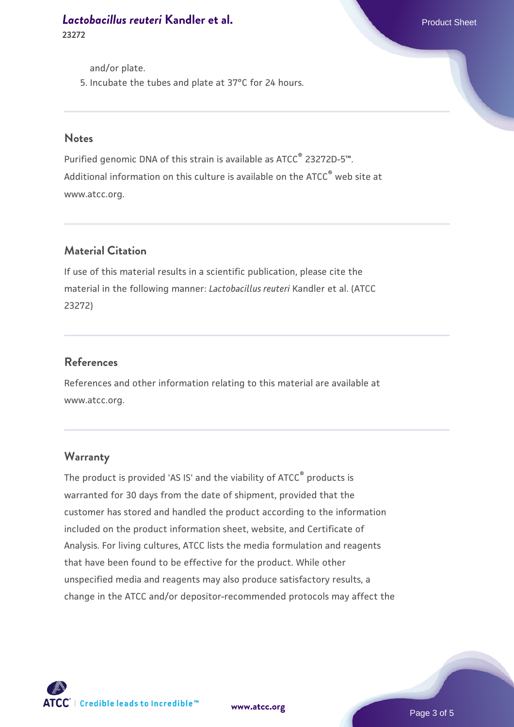and/or plate.

5. Incubate the tubes and plate at 37°C for 24 hours.

## Notes

Purified genomic DNA of this strain is available as ATCC® 23272D-5™.
Additional information on this culture is available on the ATCC® web site at www.atcc.org.

## Material Citation

If use of this material results in a scientific publication, please cite the material in the following manner: *Lactobacillus reuteri* Kandler et al. (ATCC 23272)

## References

References and other information relating to this material are available at www.atcc.org.

## Warranty

The product is provided 'AS IS' and the viability of ATCC® products is warranted for 30 days from the date of shipment, provided that the customer has stored and handled the product according to the information included on the product information sheet, website, and Certificate of Analysis. For living cultures, ATCC lists the media formulation and reagents that have been found to be effective for the product. While other unspecified media and reagents may also produce satisfactory results, a change in the ATCC and/or depositor-recommended protocols may affect the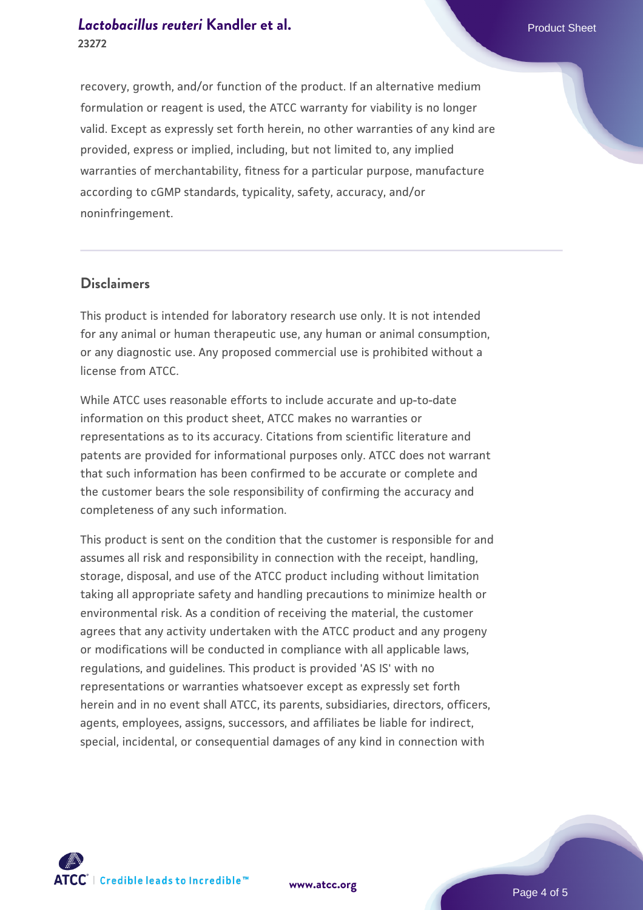recovery, growth, and/or function of the product. If an alternative medium formulation or reagent is used, the ATCC warranty for viability is no longer valid. Except as expressly set forth herein, no other warranties of any kind are provided, express or implied, including, but not limited to, any implied warranties of merchantability, fitness for a particular purpose, manufacture according to cGMP standards, typicality, safety, accuracy, and/or noninfringement.

## Disclaimers

This product is intended for laboratory research use only. It is not intended for any animal or human therapeutic use, any human or animal consumption, or any diagnostic use. Any proposed commercial use is prohibited without a license from ATCC.

While ATCC uses reasonable efforts to include accurate and up-to-date information on this product sheet, ATCC makes no warranties or representations as to its accuracy. Citations from scientific literature and patents are provided for informational purposes only. ATCC does not warrant that such information has been confirmed to be accurate or complete and the customer bears the sole responsibility of confirming the accuracy and completeness of any such information.

This product is sent on the condition that the customer is responsible for and assumes all risk and responsibility in connection with the receipt, handling, storage, disposal, and use of the ATCC product including without limitation taking all appropriate safety and handling precautions to minimize health or environmental risk. As a condition of receiving the material, the customer agrees that any activity undertaken with the ATCC product and any progeny or modifications will be conducted in compliance with all applicable laws, regulations, and guidelines. This product is provided 'AS IS' with no representations or warranties whatsoever except as expressly set forth herein and in no event shall ATCC, its parents, subsidiaries, directors, officers, agents, employees, assigns, successors, and affiliates be liable for indirect, special, incidental, or consequential damages of any kind in connection with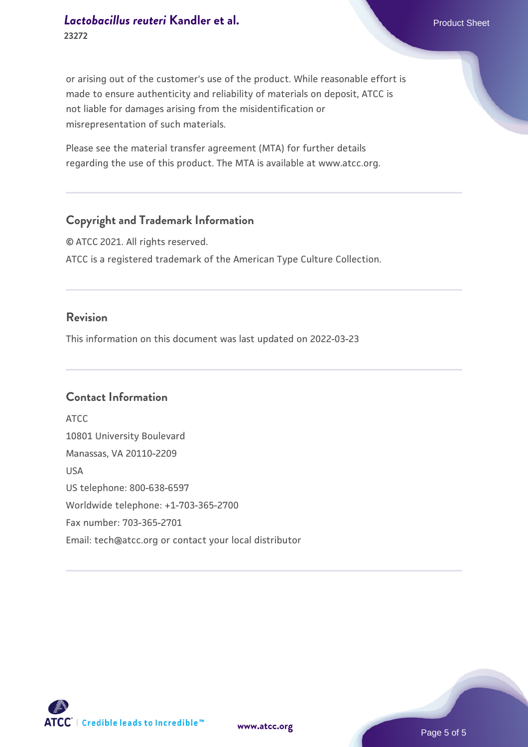or arising out of the customer's use of the product. While reasonable effort is made to ensure authenticity and reliability of materials on deposit, ATCC is not liable for damages arising from the misidentification or misrepresentation of such materials.

Please see the material transfer agreement (MTA) for further details regarding the use of this product. The MTA is available at www.atcc.org.

## Copyright and Trademark Information

© ATCC 2021. All rights reserved.

ATCC is a registered trademark of the American Type Culture Collection.

## Revision

This information on this document was last updated on 2022-03-23

## Contact Information

ATCC
10801 University Boulevard
Manassas, VA 20110-2209
USA
US telephone: 800-638-6597
Worldwide telephone: +1-703-365-2700
Fax number: 703-365-2701
Email: tech@atcc.org or contact your local distributor